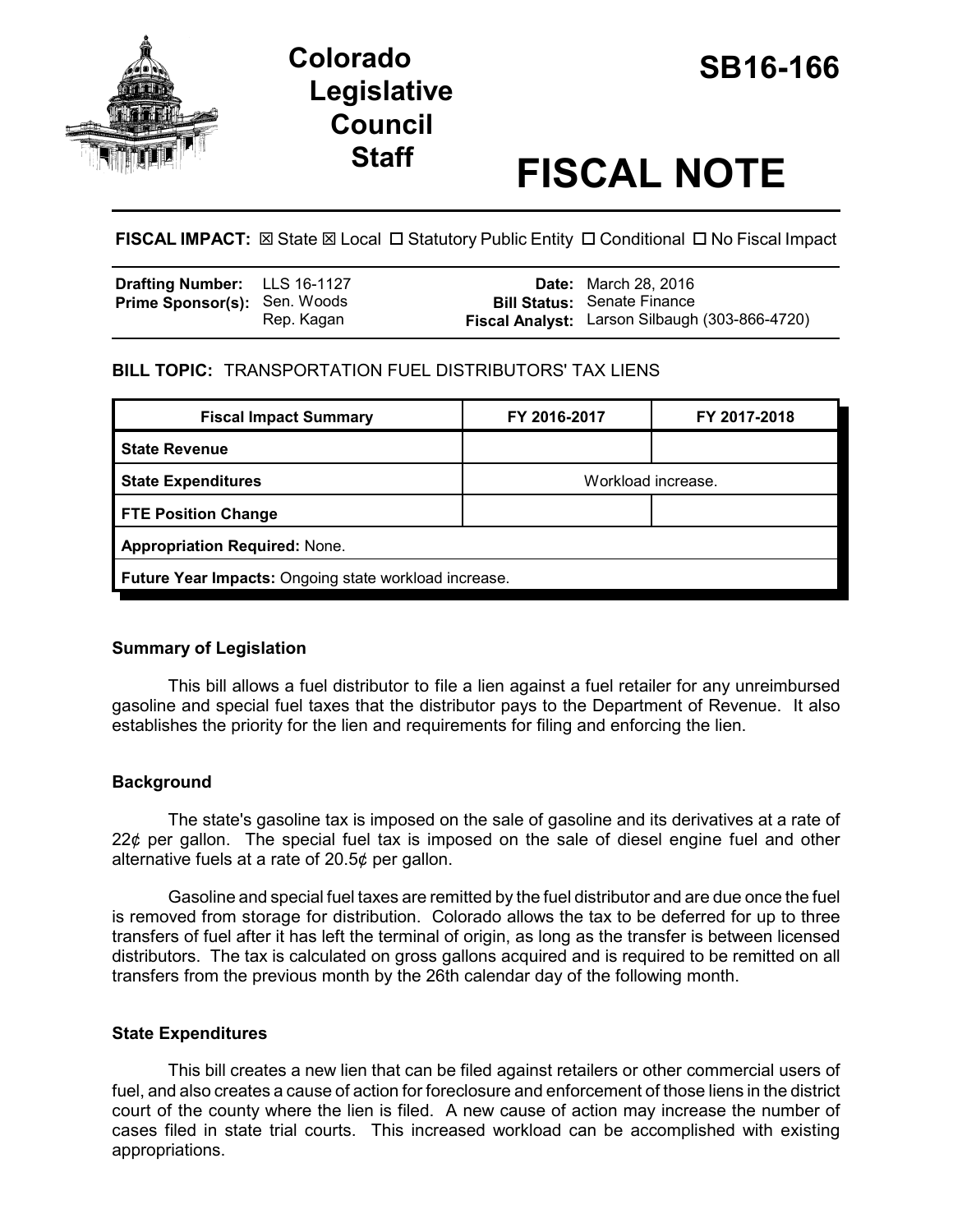# Colorado Legislative Council Staff

# SB16-166

# FISCAL NOTE

**FISCAL IMPACT:** ☒ State ☒ Local ☐ Statutory Public Entity ☐ Conditional ☐ No Fiscal Impact

| | | | |
|---|---|---|---|
| **Drafting Number:** | LLS 16-1127 | **Date:** | March 28, 2016 |
| **Prime Sponsor(s):** | Sen. Woods<br>Rep. Kagan | **Bill Status:** | Senate Finance |
| | | **Fiscal Analyst:** | Larson Silbaugh (303-866-4720) |

**BILL TOPIC:** TRANSPORTATION FUEL DISTRIBUTORS' TAX LIENS

| Fiscal Impact Summary | FY 2016-2017 | FY 2017-2018 |
|---|---|---|
| **State Revenue** | | |
| **State Expenditures** | Workload increase. | |
| **FTE Position Change** | | |
| **Appropriation Required:** None. | | |
| **Future Year Impacts:** Ongoing state workload increase. | | |

### Summary of Legislation

This bill allows a fuel distributor to file a lien against a fuel retailer for any unreimbursed gasoline and special fuel taxes that the distributor pays to the Department of Revenue. It also establishes the priority for the lien and requirements for filing and enforcing the lien.

### Background

The state's gasoline tax is imposed on the sale of gasoline and its derivatives at a rate of 22¢ per gallon. The special fuel tax is imposed on the sale of diesel engine fuel and other alternative fuels at a rate of 20.5¢ per gallon.

Gasoline and special fuel taxes are remitted by the fuel distributor and are due once the fuel is removed from storage for distribution. Colorado allows the tax to be deferred for up to three transfers of fuel after it has left the terminal of origin, as long as the transfer is between licensed distributors. The tax is calculated on gross gallons acquired and is required to be remitted on all transfers from the previous month by the 26th calendar day of the following month.

### State Expenditures

This bill creates a new lien that can be filed against retailers or other commercial users of fuel, and also creates a cause of action for foreclosure and enforcement of those liens in the district court of the county where the lien is filed. A new cause of action may increase the number of cases filed in state trial courts. This increased workload can be accomplished with existing appropriations.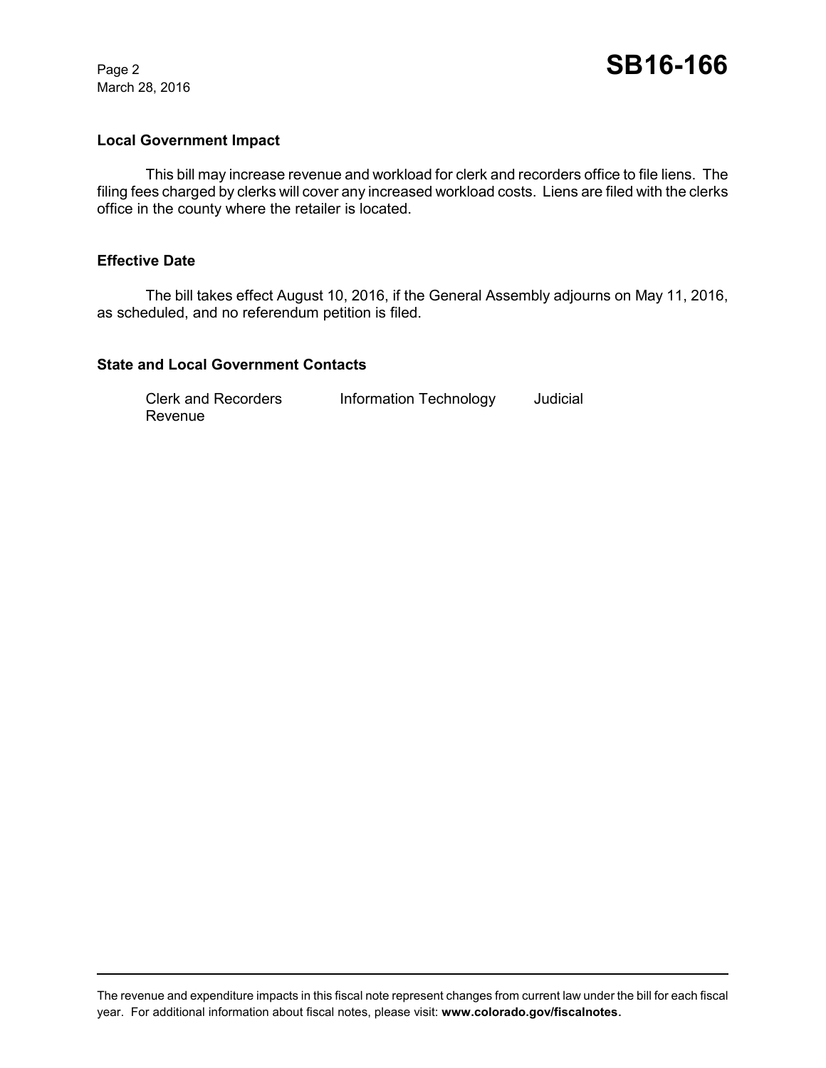**Local Government Impact**

This bill may increase revenue and workload for clerk and recorders office to file liens. The filing fees charged by clerks will cover any increased workload costs. Liens are filed with the clerks office in the county where the retailer is located.

**Effective Date**

The bill takes effect August 10, 2016, if the General Assembly adjourns on May 11, 2016, as scheduled, and no referendum petition is filed.

**State and Local Government Contacts**

| | | |
|---|---|---|
| Clerk and Recorders | Information Technology | Judicial |
| Revenue | | |

The revenue and expenditure impacts in this fiscal note represent changes from current law under the bill for each fiscal year. For additional information about fiscal notes, please visit: **www.colorado.gov/fiscalnotes.**